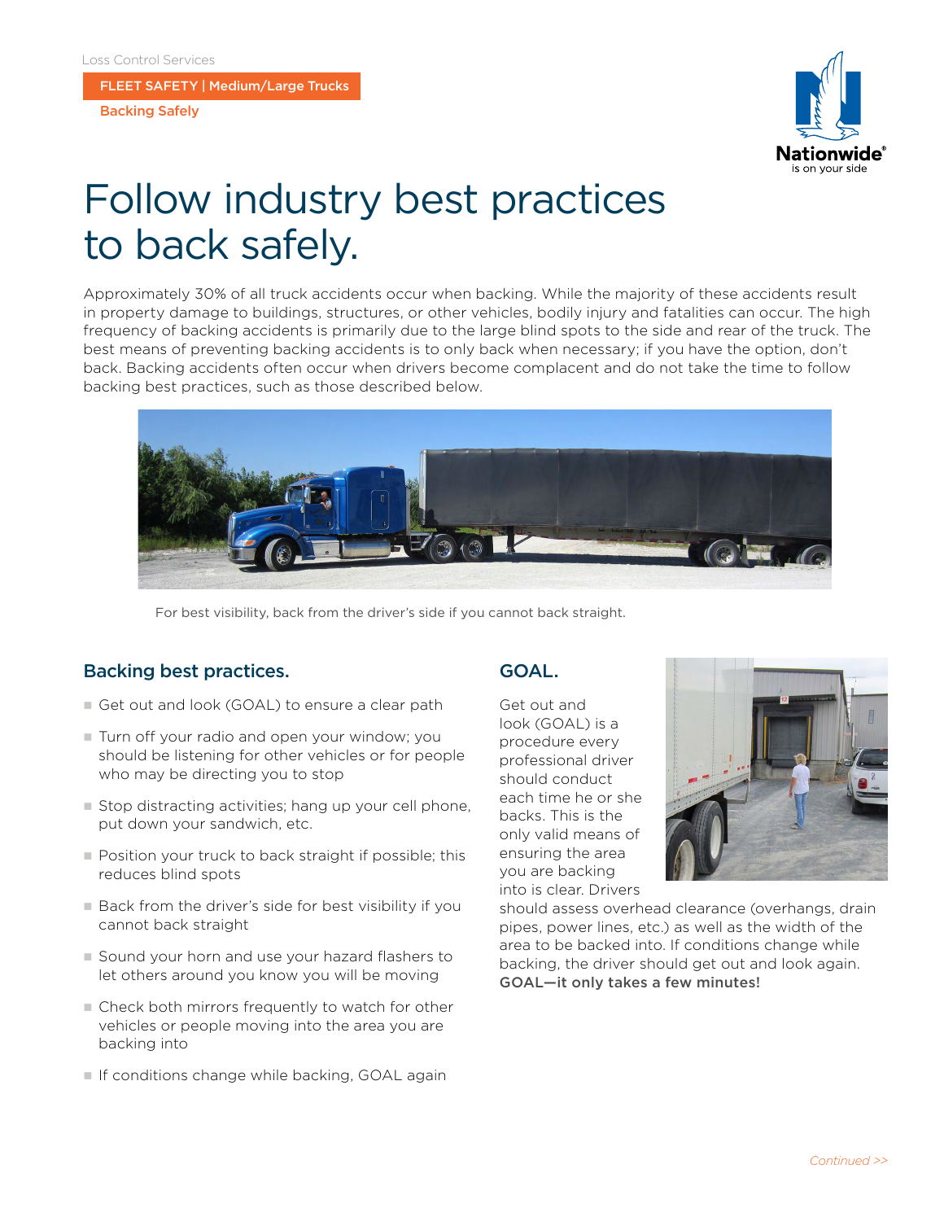Loss Control Services

FLEET SAFETY | Medium/Large Trucks

Backing Safely

# Follow industry best practices to back safely.

Approximately 30% of all truck accidents occur when backing. While the majority of these accidents result in property damage to buildings, structures, or other vehicles, bodily injury and fatalities can occur. The high frequency of backing accidents is primarily due to the large blind spots to the side and rear of the truck. The best means of preventing backing accidents is to only back when necessary; if you have the option, don't back. Backing accidents often occur when drivers become complacent and do not take the time to follow backing best practices, such as those described below.

For best visibility, back from the driver's side if you cannot back straight.

## Backing best practices.

- Get out and look (GOAL) to ensure a clear path
- Turn off your radio and open your window; you should be listening for other vehicles or for people who may be directing you to stop
- Stop distracting activities; hang up your cell phone, put down your sandwich, etc.
- Position your truck to back straight if possible; this reduces blind spots
- Back from the driver's side for best visibility if you cannot back straight
- Sound your horn and use your hazard flashers to let others around you know you will be moving
- Check both mirrors frequently to watch for other vehicles or people moving into the area you are backing into
- If conditions change while backing, GOAL again

## GOAL.

Get out and look (GOAL) is a procedure every professional driver should conduct each time he or she backs. This is the only valid means of ensuring the area you are backing into is clear. Drivers should assess overhead clearance (overhangs, drain pipes, power lines, etc.) as well as the width of the area to be backed into. If conditions change while backing, the driver should get out and look again. **GOAL—it only takes a few minutes!**

*Continued >>*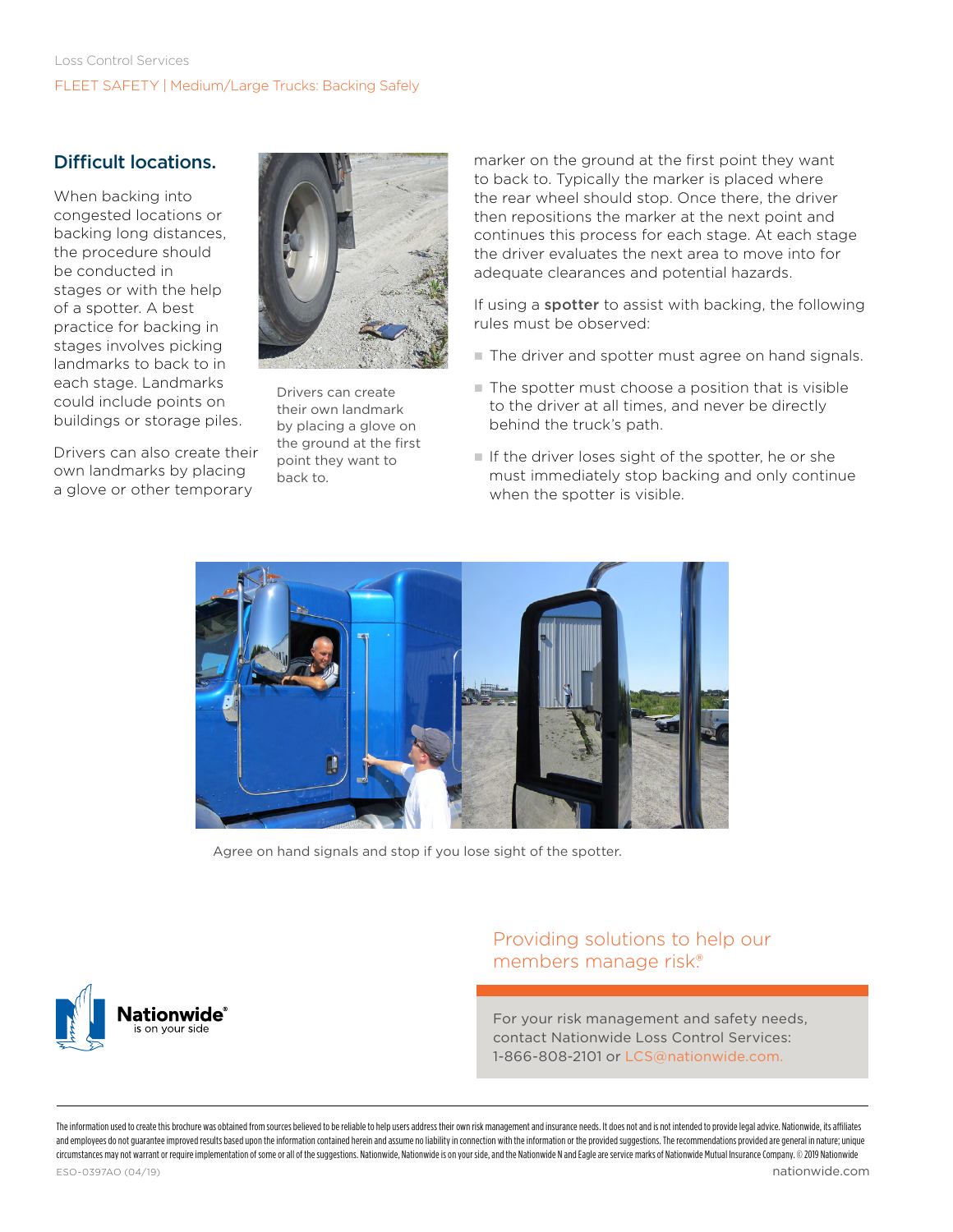## Difficult locations.

When backing into congested locations or backing long distances, the procedure should be conducted in stages or with the help of a spotter. A best practice for backing in stages involves picking landmarks to back to in each stage. Landmarks could include points on buildings or storage piles.

Drivers can also create their own landmarks by placing a glove or other temporary marker on the ground at the first point they want to back to. Typically the marker is placed where the rear wheel should stop. Once there, the driver then repositions the marker at the next point and continues this process for each stage. At each stage the driver evaluates the next area to move into for adequate clearances and potential hazards.

Drivers can create their own landmark by placing a glove on the ground at the first point they want to back to.

If using a **spotter** to assist with backing, the following rules must be observed:

- The driver and spotter must agree on hand signals.
- The spotter must choose a position that is visible to the driver at all times, and never be directly behind the truck's path.
- If the driver loses sight of the spotter, he or she must immediately stop backing and only continue when the spotter is visible.

Agree on hand signals and stop if you lose sight of the spotter.

Providing solutions to help our members manage risk®

For your risk management and safety needs, contact Nationwide Loss Control Services: 1-866-808-2101 or LCS@nationwide.com.

The information used to create this brochure was obtained from sources believed to be reliable to help users address their own risk management and insurance needs. It does not and is not intended to provide legal advice. Nationwide, its affiliates and employees do not guarantee improved results based upon the information contained herein and assume no liability in connection with the information or the provided suggestions. The recommendations provided are general in nature; unique circumstances may not warrant or require implementation of some or all of the suggestions. Nationwide, Nationwide is on your side, and the Nationwide N and Eagle are service marks of Nationwide Mutual Insurance Company. © 2019 Nationwide

ESO-0397AO (04/19)

nationwide.com